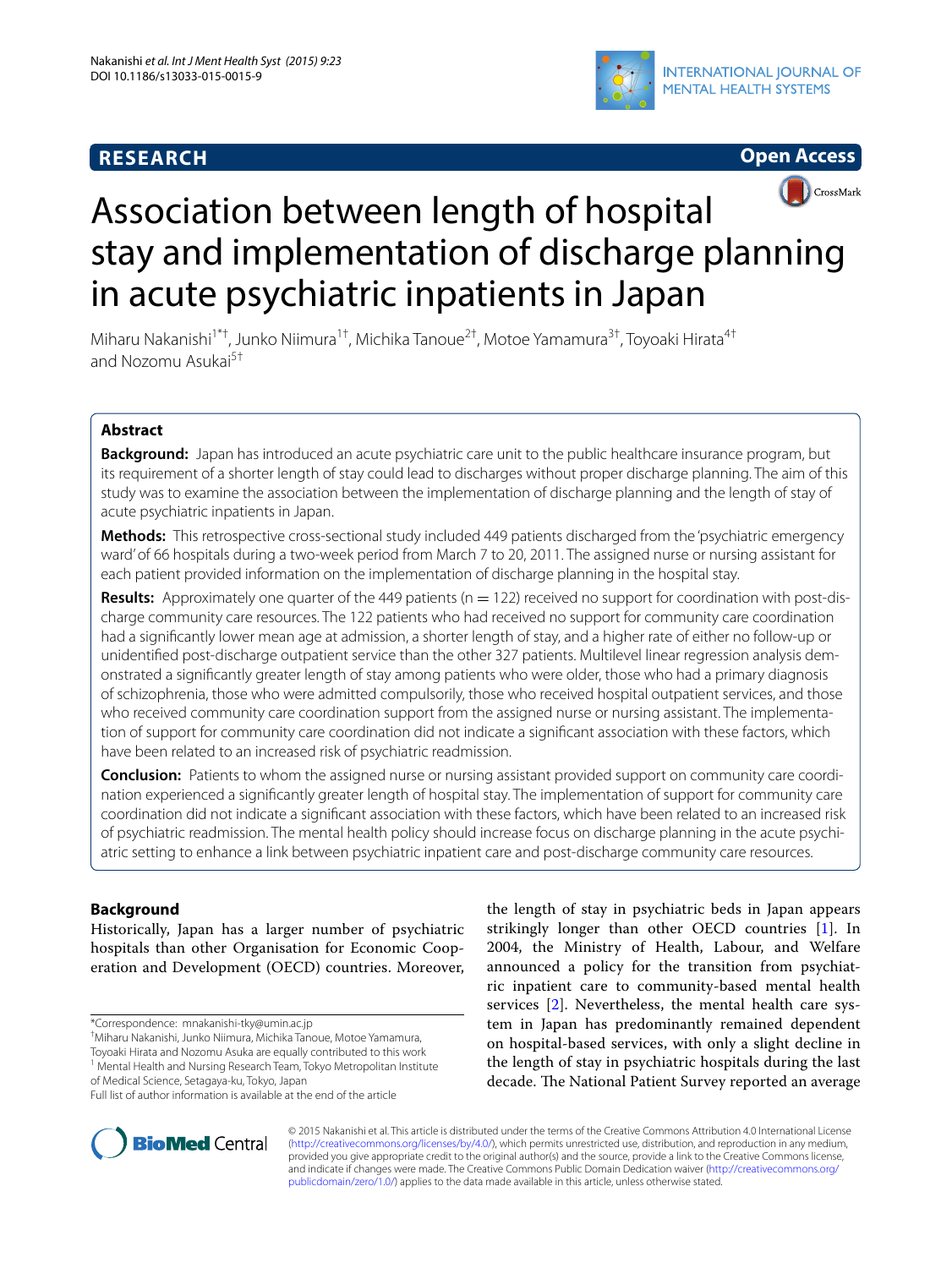**RESEARCH** **Open Access**

# Association between length of hospital stay and implementation of discharge planning in acute psychiatric inpatients in Japan

Miharu Nakanishi[1*†], Junko Niimura[1†], Michika Tanoue[2†], Motoe Yamamura[3†], Toyoaki Hirata[4†] and Nozomu Asukai[5†]

## Abstract

**Background:** Japan has introduced an acute psychiatric care unit to the public healthcare insurance program, but its requirement of a shorter length of stay could lead to discharges without proper discharge planning. The aim of this study was to examine the association between the implementation of discharge planning and the length of stay of acute psychiatric inpatients in Japan.

**Methods:** This retrospective cross-sectional study included 449 patients discharged from the 'psychiatric emergency ward' of 66 hospitals during a two-week period from March 7 to 20, 2011. The assigned nurse or nursing assistant for each patient provided information on the implementation of discharge planning in the hospital stay.

**Results:** Approximately one quarter of the 449 patients (n = 122) received no support for coordination with post-discharge community care resources. The 122 patients who had received no support for community care coordination had a significantly lower mean age at admission, a shorter length of stay, and a higher rate of either no follow-up or unidentified post-discharge outpatient service than the other 327 patients. Multilevel linear regression analysis demonstrated a significantly greater length of stay among patients who were older, those who had a primary diagnosis of schizophrenia, those who were admitted compulsorily, those who received hospital outpatient services, and those who received community care coordination support from the assigned nurse or nursing assistant. The implementation of support for community care coordination did not indicate a significant association with these factors, which have been related to an increased risk of psychiatric readmission.

**Conclusion:** Patients to whom the assigned nurse or nursing assistant provided support on community care coordination experienced a significantly greater length of hospital stay. The implementation of support for community care coordination did not indicate a significant association with these factors, which have been related to an increased risk of psychiatric readmission. The mental health policy should increase focus on discharge planning in the acute psychiatric setting to enhance a link between psychiatric inpatient care and post-discharge community care resources.

## Background

Historically, Japan has a larger number of psychiatric hospitals than other Organisation for Economic Cooperation and Development (OECD) countries. Moreover, the length of stay in psychiatric beds in Japan appears strikingly longer than other OECD countries [1]. In 2004, the Ministry of Health, Labour, and Welfare announced a policy for the transition from psychiatric inpatient care to community-based mental health services [2]. Nevertheless, the mental health care system in Japan has predominantly remained dependent on hospital-based services, with only a slight decline in the length of stay in psychiatric hospitals during the last decade. The National Patient Survey reported an average

*Correspondence: mnakanishi-tky@umin.ac.jp

†Miharu Nakanishi, Junko Niimura, Michika Tanoue, Motoe Yamamura, Toyoaki Hirata and Nozomu Asuka are equally contributed to this work

[1] Mental Health and Nursing Research Team, Tokyo Metropolitan Institute of Medical Science, Setagaya-ku, Tokyo, Japan

Full list of author information is available at the end of the article

© 2015 Nakanishi et al. This article is distributed under the terms of the Creative Commons Attribution 4.0 International License (http://creativecommons.org/licenses/by/4.0/), which permits unrestricted use, distribution, and reproduction in any medium, provided you give appropriate credit to the original author(s) and the source, provide a link to the Creative Commons license, and indicate if changes were made. The Creative Commons Public Domain Dedication waiver (http://creativecommons.org/publicdomain/zero/1.0/) applies to the data made available in this article, unless otherwise stated.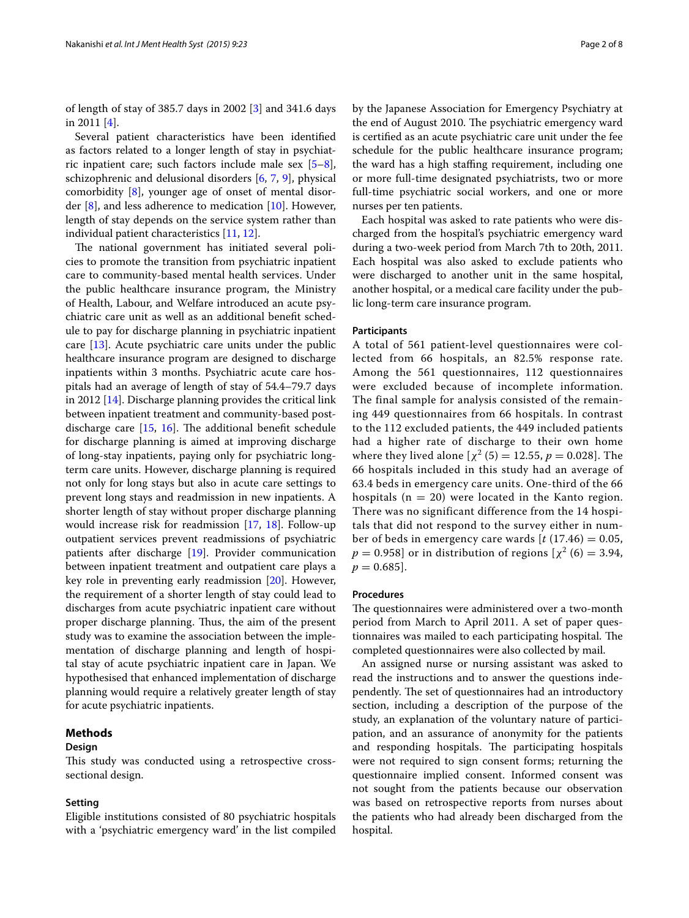of length of stay of 385.7 days in 2002 [3] and 341.6 days in 2011 [4].

Several patient characteristics have been identified as factors related to a longer length of stay in psychiatric inpatient care; such factors include male sex [5–8], schizophrenic and delusional disorders [6, 7, 9], physical comorbidity [8], younger age of onset of mental disorder [8], and less adherence to medication [10]. However, length of stay depends on the service system rather than individual patient characteristics [11, 12].

The national government has initiated several policies to promote the transition from psychiatric inpatient care to community-based mental health services. Under the public healthcare insurance program, the Ministry of Health, Labour, and Welfare introduced an acute psychiatric care unit as well as an additional benefit schedule to pay for discharge planning in psychiatric inpatient care [13]. Acute psychiatric care units under the public healthcare insurance program are designed to discharge inpatients within 3 months. Psychiatric acute care hospitals had an average of length of stay of 54.4–79.7 days in 2012 [14]. Discharge planning provides the critical link between inpatient treatment and community-based post-discharge care [15, 16]. The additional benefit schedule for discharge planning is aimed at improving discharge of long-stay inpatients, paying only for psychiatric long-term care units. However, discharge planning is required not only for long stays but also in acute care settings to prevent long stays and readmission in new inpatients. A shorter length of stay without proper discharge planning would increase risk for readmission [17, 18]. Follow-up outpatient services prevent readmissions of psychiatric patients after discharge [19]. Provider communication between inpatient treatment and outpatient care plays a key role in preventing early readmission [20]. However, the requirement of a shorter length of stay could lead to discharges from acute psychiatric inpatient care without proper discharge planning. Thus, the aim of the present study was to examine the association between the implementation of discharge planning and length of hospital stay of acute psychiatric inpatient care in Japan. We hypothesised that enhanced implementation of discharge planning would require a relatively greater length of stay for acute psychiatric inpatients.

## Methods

### Design

This study was conducted using a retrospective cross-sectional design.

### Setting

Eligible institutions consisted of 80 psychiatric hospitals with a 'psychiatric emergency ward' in the list compiled by the Japanese Association for Emergency Psychiatry at the end of August 2010. The psychiatric emergency ward is certified as an acute psychiatric care unit under the fee schedule for the public healthcare insurance program; the ward has a high staffing requirement, including one or more full-time designated psychiatrists, two or more full-time psychiatric social workers, and one or more nurses per ten patients.

Each hospital was asked to rate patients who were discharged from the hospital's psychiatric emergency ward during a two-week period from March 7th to 20th, 2011. Each hospital was also asked to exclude patients who were discharged to another unit in the same hospital, another hospital, or a medical care facility under the public long-term care insurance program.

### Participants

A total of 561 patient-level questionnaires were collected from 66 hospitals, an 82.5% response rate. Among the 561 questionnaires, 112 questionnaires were excluded because of incomplete information. The final sample for analysis consisted of the remaining 449 questionnaires from 66 hospitals. In contrast to the 112 excluded patients, the 449 included patients had a higher rate of discharge to their own home where they lived alone [$\chi^2$ (5) = 12.55, $p = 0.028$]. The 66 hospitals included in this study had an average of 63.4 beds in emergency care units. One-third of the 66 hospitals (n = 20) were located in the Kanto region. There was no significant difference from the 14 hospitals that did not respond to the survey either in number of beds in emergency care wards [$t$ (17.46) = 0.05, $p = 0.958$] or in distribution of regions [$\chi^2$ (6) = 3.94, $p = 0.685$].

### Procedures

The questionnaires were administered over a two-month period from March to April 2011. A set of paper questionnaires was mailed to each participating hospital. The completed questionnaires were also collected by mail.

An assigned nurse or nursing assistant was asked to read the instructions and to answer the questions independently. The set of questionnaires had an introductory section, including a description of the purpose of the study, an explanation of the voluntary nature of participation, and an assurance of anonymity for the patients and responding hospitals. The participating hospitals were not required to sign consent forms; returning the questionnaire implied consent. Informed consent was not sought from the patients because our observation was based on retrospective reports from nurses about the patients who had already been discharged from the hospital.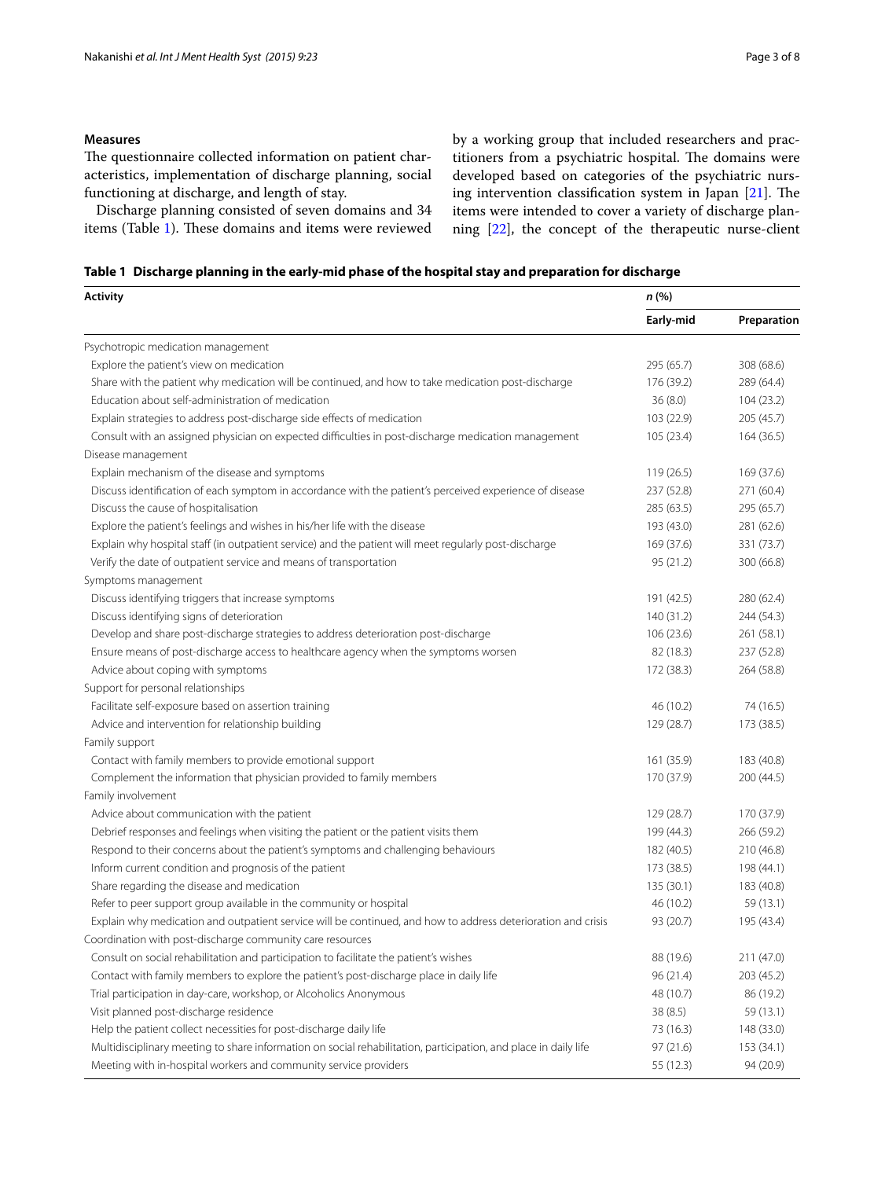### Measures

The questionnaire collected information on patient characteristics, implementation of discharge planning, social functioning at discharge, and length of stay.

Discharge planning consisted of seven domains and 34 items (Table 1). These domains and items were reviewed by a working group that included researchers and practitioners from a psychiatric hospital. The domains were developed based on categories of the psychiatric nursing intervention classification system in Japan [21]. The items were intended to cover a variety of discharge planning [22], the concept of the therapeutic nurse-client

**Table 1 Discharge planning in the early-mid phase of the hospital stay and preparation for discharge**

| Activity | n (%) | |
|---|---|---|
| | Early-mid | Preparation |
| Psychotropic medication management | | |
| Explore the patient's view on medication | 295 (65.7) | 308 (68.6) |
| Share with the patient why medication will be continued, and how to take medication post-discharge | 176 (39.2) | 289 (64.4) |
| Education about self-administration of medication | 36 (8.0) | 104 (23.2) |
| Explain strategies to address post-discharge side effects of medication | 103 (22.9) | 205 (45.7) |
| Consult with an assigned physician on expected difficulties in post-discharge medication management | 105 (23.4) | 164 (36.5) |
| Disease management | | |
| Explain mechanism of the disease and symptoms | 119 (26.5) | 169 (37.6) |
| Discuss identification of each symptom in accordance with the patient's perceived experience of disease | 237 (52.8) | 271 (60.4) |
| Discuss the cause of hospitalisation | 285 (63.5) | 295 (65.7) |
| Explore the patient's feelings and wishes in his/her life with the disease | 193 (43.0) | 281 (62.6) |
| Explain why hospital staff (in outpatient service) and the patient will meet regularly post-discharge | 169 (37.6) | 331 (73.7) |
| Verify the date of outpatient service and means of transportation | 95 (21.2) | 300 (66.8) |
| Symptoms management | | |
| Discuss identifying triggers that increase symptoms | 191 (42.5) | 280 (62.4) |
| Discuss identifying signs of deterioration | 140 (31.2) | 244 (54.3) |
| Develop and share post-discharge strategies to address deterioration post-discharge | 106 (23.6) | 261 (58.1) |
| Ensure means of post-discharge access to healthcare agency when the symptoms worsen | 82 (18.3) | 237 (52.8) |
| Advice about coping with symptoms | 172 (38.3) | 264 (58.8) |
| Support for personal relationships | | |
| Facilitate self-exposure based on assertion training | 46 (10.2) | 74 (16.5) |
| Advice and intervention for relationship building | 129 (28.7) | 173 (38.5) |
| Family support | | |
| Contact with family members to provide emotional support | 161 (35.9) | 183 (40.8) |
| Complement the information that physician provided to family members | 170 (37.9) | 200 (44.5) |
| Family involvement | | |
| Advice about communication with the patient | 129 (28.7) | 170 (37.9) |
| Debrief responses and feelings when visiting the patient or the patient visits them | 199 (44.3) | 266 (59.2) |
| Respond to their concerns about the patient's symptoms and challenging behaviours | 182 (40.5) | 210 (46.8) |
| Inform current condition and prognosis of the patient | 173 (38.5) | 198 (44.1) |
| Share regarding the disease and medication | 135 (30.1) | 183 (40.8) |
| Refer to peer support group available in the community or hospital | 46 (10.2) | 59 (13.1) |
| Explain why medication and outpatient service will be continued, and how to address deterioration and crisis | 93 (20.7) | 195 (43.4) |
| Coordination with post-discharge community care resources | | |
| Consult on social rehabilitation and participation to facilitate the patient's wishes | 88 (19.6) | 211 (47.0) |
| Contact with family members to explore the patient's post-discharge place in daily life | 96 (21.4) | 203 (45.2) |
| Trial participation in day-care, workshop, or Alcoholics Anonymous | 48 (10.7) | 86 (19.2) |
| Visit planned post-discharge residence | 38 (8.5) | 59 (13.1) |
| Help the patient collect necessities for post-discharge daily life | 73 (16.3) | 148 (33.0) |
| Multidisciplinary meeting to share information on social rehabilitation, participation, and place in daily life | 97 (21.6) | 153 (34.1) |
| Meeting with in-hospital workers and community service providers | 55 (12.3) | 94 (20.9) |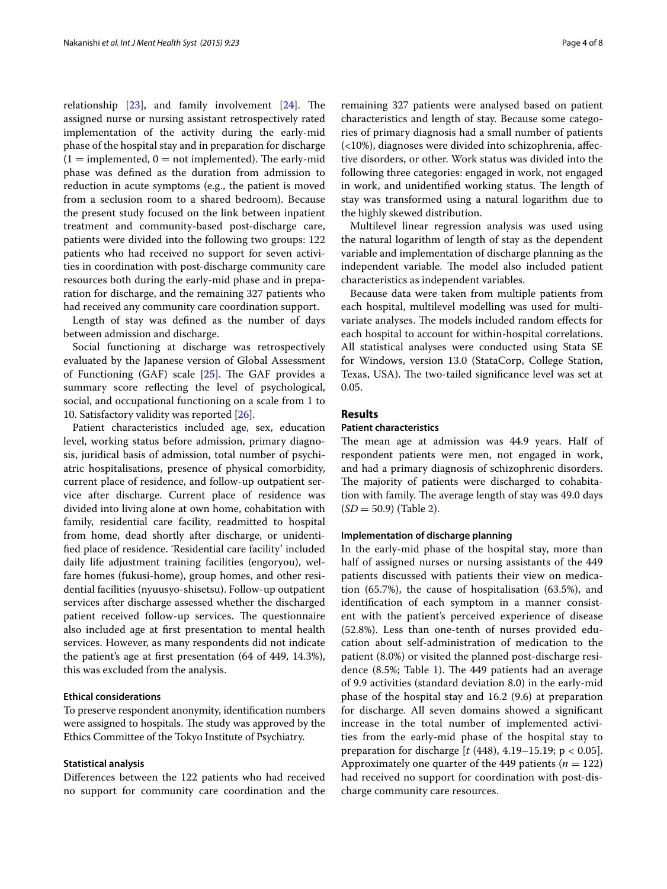relationship [23], and family involvement [24]. The assigned nurse or nursing assistant retrospectively rated implementation of the activity during the early-mid phase of the hospital stay and in preparation for discharge (1 = implemented, 0 = not implemented). The early-mid phase was defined as the duration from admission to reduction in acute symptoms (e.g., the patient is moved from a seclusion room to a shared bedroom). Because the present study focused on the link between inpatient treatment and community-based post-discharge care, patients were divided into the following two groups: 122 patients who had received no support for seven activities in coordination with post-discharge community care resources both during the early-mid phase and in preparation for discharge, and the remaining 327 patients who had received any community care coordination support.

Length of stay was defined as the number of days between admission and discharge.

Social functioning at discharge was retrospectively evaluated by the Japanese version of Global Assessment of Functioning (GAF) scale [25]. The GAF provides a summary score reflecting the level of psychological, social, and occupational functioning on a scale from 1 to 10. Satisfactory validity was reported [26].

Patient characteristics included age, sex, education level, working status before admission, primary diagnosis, juridical basis of admission, total number of psychiatric hospitalisations, presence of physical comorbidity, current place of residence, and follow-up outpatient service after discharge. Current place of residence was divided into living alone at own home, cohabitation with family, residential care facility, readmitted to hospital from home, dead shortly after discharge, or unidentified place of residence. 'Residential care facility' included daily life adjustment training facilities (engoryou), welfare homes (fukusi-home), group homes, and other residential facilities (nyuusyo-shisetsu). Follow-up outpatient services after discharge assessed whether the discharged patient received follow-up services. The questionnaire also included age at first presentation to mental health services. However, as many respondents did not indicate the patient's age at first presentation (64 of 449, 14.3%), this was excluded from the analysis.

### Ethical considerations

To preserve respondent anonymity, identification numbers were assigned to hospitals. The study was approved by the Ethics Committee of the Tokyo Institute of Psychiatry.

### Statistical analysis

Differences between the 122 patients who had received no support for community care coordination and the remaining 327 patients were analysed based on patient characteristics and length of stay. Because some categories of primary diagnosis had a small number of patients (<10%), diagnoses were divided into schizophrenia, affective disorders, or other. Work status was divided into the following three categories: engaged in work, not engaged in work, and unidentified working status. The length of stay was transformed using a natural logarithm due to the highly skewed distribution.

Multilevel linear regression analysis was used using the natural logarithm of length of stay as the dependent variable and implementation of discharge planning as the independent variable. The model also included patient characteristics as independent variables.

Because data were taken from multiple patients from each hospital, multilevel modelling was used for multivariate analyses. The models included random effects for each hospital to account for within-hospital correlations. All statistical analyses were conducted using Stata SE for Windows, version 13.0 (StataCorp, College Station, Texas, USA). The two-tailed significance level was set at 0.05.

## Results

### Patient characteristics

The mean age at admission was 44.9 years. Half of respondent patients were men, not engaged in work, and had a primary diagnosis of schizophrenic disorders. The majority of patients were discharged to cohabitation with family. The average length of stay was 49.0 days ($SD = 50.9$) (Table 2).

### Implementation of discharge planning

In the early-mid phase of the hospital stay, more than half of assigned nurses or nursing assistants of the 449 patients discussed with patients their view on medication (65.7%), the cause of hospitalisation (63.5%), and identification of each symptom in a manner consistent with the patient's perceived experience of disease (52.8%). Less than one-tenth of nurses provided education about self-administration of medication to the patient (8.0%) or visited the planned post-discharge residence (8.5%; Table 1). The 449 patients had an average of 9.9 activities (standard deviation 8.0) in the early-mid phase of the hospital stay and 16.2 (9.6) at preparation for discharge. All seven domains showed a significant increase in the total number of implemented activities from the early-mid phase of the hospital stay to preparation for discharge [$t$ (448), 4.19–15.19; $p < 0.05$]. Approximately one quarter of the 449 patients ($n = 122$) had received no support for coordination with post-discharge community care resources.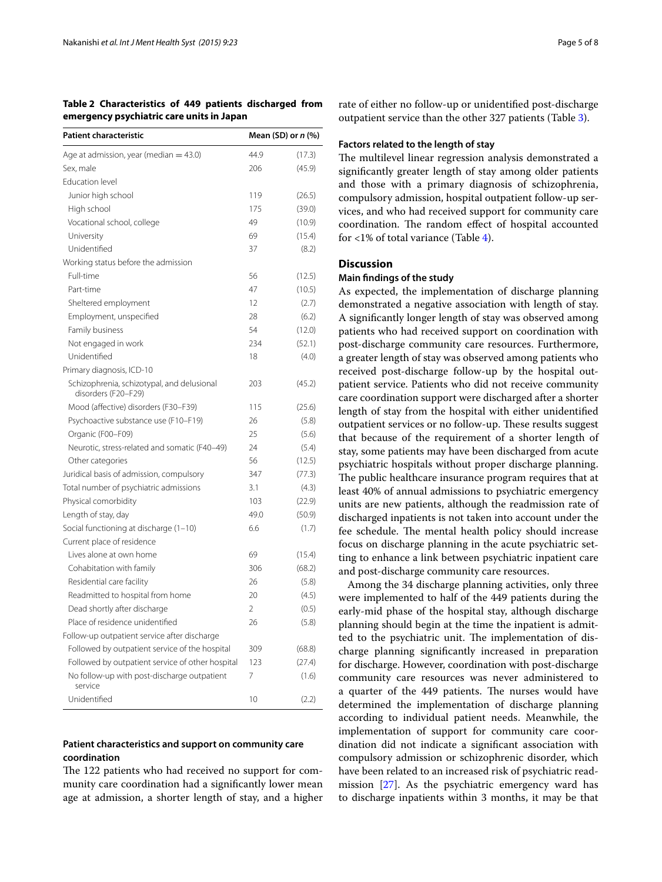**Table 2 Characteristics of 449 patients discharged from emergency psychiatric care units in Japan**

| Patient characteristic | Mean (SD) or *n* (%) | |
|---|---|---|
| Age at admission, year (median = 43.0) | 44.9 | (17.3) |
| Sex, male | 206 | (45.9) |
| Education level | | |
| Junior high school | 119 | (26.5) |
| High school | 175 | (39.0) |
| Vocational school, college | 49 | (10.9) |
| University | 69 | (15.4) |
| Unidentified | 37 | (8.2) |
| Working status before the admission | | |
| Full-time | 56 | (12.5) |
| Part-time | 47 | (10.5) |
| Sheltered employment | 12 | (2.7) |
| Employment, unspecified | 28 | (6.2) |
| Family business | 54 | (12.0) |
| Not engaged in work | 234 | (52.1) |
| Unidentified | 18 | (4.0) |
| Primary diagnosis, ICD-10 | | |
| Schizophrenia, schizotypal, and delusional disorders (F20–F29) | 203 | (45.2) |
| Mood (affective) disorders (F30–F39) | 115 | (25.6) |
| Psychoactive substance use (F10–F19) | 26 | (5.8) |
| Organic (F00–F09) | 25 | (5.6) |
| Neurotic, stress-related and somatic (F40–49) | 24 | (5.4) |
| Other categories | 56 | (12.5) |
| Juridical basis of admission, compulsory | 347 | (77.3) |
| Total number of psychiatric admissions | 3.1 | (4.3) |
| Physical comorbidity | 103 | (22.9) |
| Length of stay, day | 49.0 | (50.9) |
| Social functioning at discharge (1–10) | 6.6 | (1.7) |
| Current place of residence | | |
| Lives alone at own home | 69 | (15.4) |
| Cohabitation with family | 306 | (68.2) |
| Residential care facility | 26 | (5.8) |
| Readmitted to hospital from home | 20 | (4.5) |
| Dead shortly after discharge | 2 | (0.5) |
| Place of residence unidentified | 26 | (5.8) |
| Follow-up outpatient service after discharge | | |
| Followed by outpatient service of the hospital | 309 | (68.8) |
| Followed by outpatient service of other hospital | 123 | (27.4) |
| No follow-up with post-discharge outpatient service | 7 | (1.6) |
| Unidentified | 10 | (2.2) |

### Patient characteristics and support on community care coordination

The 122 patients who had received no support for community care coordination had a significantly lower mean age at admission, a shorter length of stay, and a higher rate of either no follow-up or unidentified post-discharge outpatient service than the other 327 patients (Table 3).

### Factors related to the length of stay

The multilevel linear regression analysis demonstrated a significantly greater length of stay among older patients and those with a primary diagnosis of schizophrenia, compulsory admission, hospital outpatient follow-up services, and who had received support for community care coordination. The random effect of hospital accounted for <1% of total variance (Table 4).

## Discussion

### Main findings of the study

As expected, the implementation of discharge planning demonstrated a negative association with length of stay. A significantly longer length of stay was observed among patients who had received support on coordination with post-discharge community care resources. Furthermore, a greater length of stay was observed among patients who received post-discharge follow-up by the hospital outpatient service. Patients who did not receive community care coordination support were discharged after a shorter length of stay from the hospital with either unidentified outpatient services or no follow-up. These results suggest that because of the requirement of a shorter length of stay, some patients may have been discharged from acute psychiatric hospitals without proper discharge planning. The public healthcare insurance program requires that at least 40% of annual admissions to psychiatric emergency units are new patients, although the readmission rate of discharged inpatients is not taken into account under the fee schedule. The mental health policy should increase focus on discharge planning in the acute psychiatric setting to enhance a link between psychiatric inpatient care and post-discharge community care resources.

Among the 34 discharge planning activities, only three were implemented to half of the 449 patients during the early-mid phase of the hospital stay, although discharge planning should begin at the time the inpatient is admitted to the psychiatric unit. The implementation of discharge planning significantly increased in preparation for discharge. However, coordination with post-discharge community care resources was never administered to a quarter of the 449 patients. The nurses would have determined the implementation of discharge planning according to individual patient needs. Meanwhile, the implementation of support for community care coordination did not indicate a significant association with compulsory admission or schizophrenic disorder, which have been related to an increased risk of psychiatric readmission [27]. As the psychiatric emergency ward has to discharge inpatients within 3 months, it may be that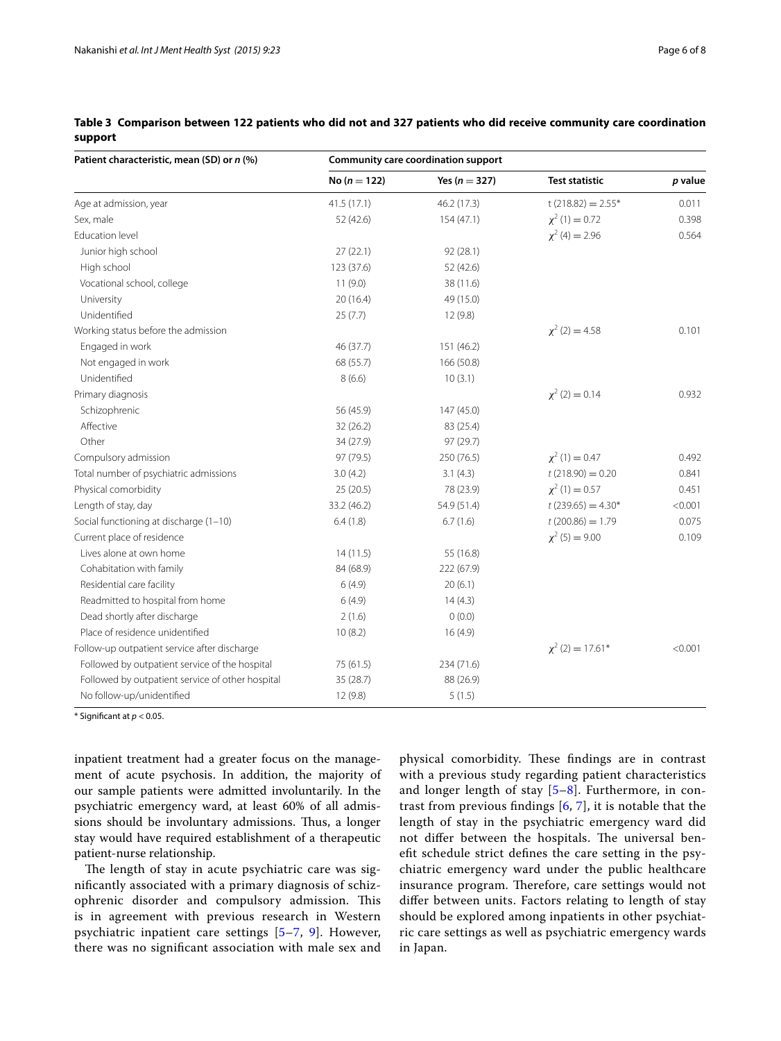**Table 3 Comparison between 122 patients who did not and 327 patients who did receive community care coordination support**

| Patient characteristic, mean (SD) or *n* (%) | Community care coordination support | | | |
|---|---|---|---|---|
| | No ($n = 122$) | Yes ($n = 327$) | Test statistic | *p* value |
| Age at admission, year | 41.5 (17.1) | 46.2 (17.3) | t (218.82) = 2.55* | 0.011 |
| Sex, male | 52 (42.6) | 154 (47.1) | $\chi^2$ (1) = 0.72 | 0.398 |
| Education level | | | $\chi^2$ (4) = 2.96 | 0.564 |
| Junior high school | 27 (22.1) | 92 (28.1) | | |
| High school | 123 (37.6) | 52 (42.6) | | |
| Vocational school, college | 11 (9.0) | 38 (11.6) | | |
| University | 20 (16.4) | 49 (15.0) | | |
| Unidentified | 25 (7.7) | 12 (9.8) | | |
| Working status before the admission | | | $\chi^2$ (2) = 4.58 | 0.101 |
| Engaged in work | 46 (37.7) | 151 (46.2) | | |
| Not engaged in work | 68 (55.7) | 166 (50.8) | | |
| Unidentified | 8 (6.6) | 10 (3.1) | | |
| Primary diagnosis | | | $\chi^2$ (2) = 0.14 | 0.932 |
| Schizophrenic | 56 (45.9) | 147 (45.0) | | |
| Affective | 32 (26.2) | 83 (25.4) | | |
| Other | 34 (27.9) | 97 (29.7) | | |
| Compulsory admission | 97 (79.5) | 250 (76.5) | $\chi^2$ (1) = 0.47 | 0.492 |
| Total number of psychiatric admissions | 3.0 (4.2) | 3.1 (4.3) | *t* (218.90) = 0.20 | 0.841 |
| Physical comorbidity | 25 (20.5) | 78 (23.9) | $\chi^2$ (1) = 0.57 | 0.451 |
| Length of stay, day | 33.2 (46.2) | 54.9 (51.4) | *t* (239.65) = 4.30* | <0.001 |
| Social functioning at discharge (1–10) | 6.4 (1.8) | 6.7 (1.6) | *t* (200.86) = 1.79 | 0.075 |
| Current place of residence | | | $\chi^2$ (5) = 9.00 | 0.109 |
| Lives alone at own home | 14 (11.5) | 55 (16.8) | | |
| Cohabitation with family | 84 (68.9) | 222 (67.9) | | |
| Residential care facility | 6 (4.9) | 20 (6.1) | | |
| Readmitted to hospital from home | 6 (4.9) | 14 (4.3) | | |
| Dead shortly after discharge | 2 (1.6) | 0 (0.0) | | |
| Place of residence unidentified | 10 (8.2) | 16 (4.9) | | |
| Follow-up outpatient service after discharge | | | $\chi^2$ (2) = 17.61* | <0.001 |
| Followed by outpatient service of the hospital | 75 (61.5) | 234 (71.6) | | |
| Followed by outpatient service of other hospital | 35 (28.7) | 88 (26.9) | | |
| No follow-up/unidentified | 12 (9.8) | 5 (1.5) | | |

\* Significant at $p < 0.05$.

inpatient treatment had a greater focus on the management of acute psychosis. In addition, the majority of our sample patients were admitted involuntarily. In the psychiatric emergency ward, at least 60% of all admissions should be involuntary admissions. Thus, a longer stay would have required establishment of a therapeutic patient-nurse relationship.

The length of stay in acute psychiatric care was significantly associated with a primary diagnosis of schizophrenic disorder and compulsory admission. This is in agreement with previous research in Western psychiatric inpatient care settings [5–7, 9]. However, there was no significant association with male sex and physical comorbidity. These findings are in contrast with a previous study regarding patient characteristics and longer length of stay [5–8]. Furthermore, in contrast from previous findings [6, 7], it is notable that the length of stay in the psychiatric emergency ward did not differ between the hospitals. The universal benefit schedule strict defines the care setting in the psychiatric emergency ward under the public healthcare insurance program. Therefore, care settings would not differ between units. Factors relating to length of stay should be explored among inpatients in other psychiatric care settings as well as psychiatric emergency wards in Japan.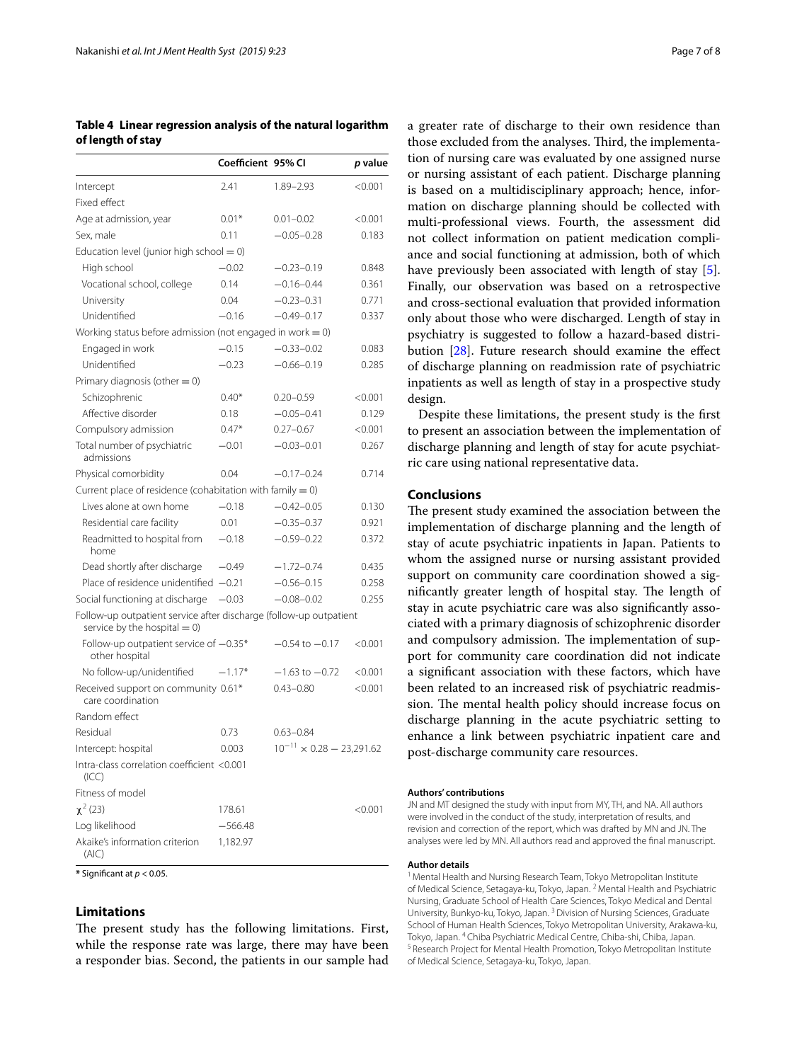**Table 4 Linear regression analysis of the natural logarithm of length of stay**

| | Coefficient | 95% CI | *p* value |
|---|---|---|---|
| Intercept | 2.41 | 1.89–2.93 | <0.001 |
| Fixed effect | | | |
| Age at admission, year | 0.01* | 0.01–0.02 | <0.001 |
| Sex, male | 0.11 | −0.05–0.28 | 0.183 |
| Education level (junior high school = 0) | | | |
| High school | −0.02 | −0.23–0.19 | 0.848 |
| Vocational school, college | 0.14 | −0.16–0.44 | 0.361 |
| University | 0.04 | −0.23–0.31 | 0.771 |
| Unidentified | −0.16 | −0.49–0.17 | 0.337 |
| Working status before admission (not engaged in work = 0) | | | |
| Engaged in work | −0.15 | −0.33–0.02 | 0.083 |
| Unidentified | −0.23 | −0.66–0.19 | 0.285 |
| Primary diagnosis (other = 0) | | | |
| Schizophrenic | 0.40* | 0.20–0.59 | <0.001 |
| Affective disorder | 0.18 | −0.05–0.41 | 0.129 |
| Compulsory admission | 0.47* | 0.27–0.67 | <0.001 |
| Total number of psychiatric admissions | −0.01 | −0.03–0.01 | 0.267 |
| Physical comorbidity | 0.04 | −0.17–0.24 | 0.714 |
| Current place of residence (cohabitation with family = 0) | | | |
| Lives alone at own home | −0.18 | −0.42–0.05 | 0.130 |
| Residential care facility | 0.01 | −0.35–0.37 | 0.921 |
| Readmitted to hospital from home | −0.18 | −0.59–0.22 | 0.372 |
| Dead shortly after discharge | −0.49 | −1.72–0.74 | 0.435 |
| Place of residence unidentified | −0.21 | −0.56–0.15 | 0.258 |
| Social functioning at discharge | −0.03 | −0.08–0.02 | 0.255 |
| Follow-up outpatient service after discharge (follow-up outpatient service by the hospital = 0) | | | |
| Follow-up outpatient service of other hospital | −0.35* | −0.54 to −0.17 | <0.001 |
| No follow-up/unidentified | −1.17* | −1.63 to −0.72 | <0.001 |
| Received support on community care coordination | 0.61* | 0.43–0.80 | <0.001 |
| Random effect | | | |
| Residual | 0.73 | 0.63–0.84 | |
| Intercept: hospital | 0.003 | $10^{-11} \times 0.28 - 23{,}291.62$ | |
| Intra-class correlation coefficient (ICC) | <0.001 | | |
| Fitness of model | | | |
| $\chi^2$ (23) | 178.61 | | <0.001 |
| Log likelihood | −566.48 | | |
| Akaike's information criterion (AIC) | 1,182.97 | | |

\* Significant at $p < 0.05$.

## Limitations

The present study has the following limitations. First, while the response rate was large, there may have been a responder bias. Second, the patients in our sample had a greater rate of discharge to their own residence than those excluded from the analyses. Third, the implementation of nursing care was evaluated by one assigned nurse or nursing assistant of each patient. Discharge planning is based on a multidisciplinary approach; hence, information on discharge planning should be collected with multi-professional views. Fourth, the assessment did not collect information on patient medication compliance and social functioning at admission, both of which have previously been associated with length of stay [5]. Finally, our observation was based on a retrospective and cross-sectional evaluation that provided information only about those who were discharged. Length of stay in psychiatry is suggested to follow a hazard-based distribution [28]. Future research should examine the effect of discharge planning on readmission rate of psychiatric inpatients as well as length of stay in a prospective study design.

Despite these limitations, the present study is the first to present an association between the implementation of discharge planning and length of stay for acute psychiatric care using national representative data.

## Conclusions

The present study examined the association between the implementation of discharge planning and the length of stay of acute psychiatric inpatients in Japan. Patients to whom the assigned nurse or nursing assistant provided support on community care coordination showed a significantly greater length of hospital stay. The length of stay in acute psychiatric care was also significantly associated with a primary diagnosis of schizophrenic disorder and compulsory admission. The implementation of support for community care coordination did not indicate a significant association with these factors, which have been related to an increased risk of psychiatric readmission. The mental health policy should increase focus on discharge planning in the acute psychiatric setting to enhance a link between psychiatric inpatient care and post-discharge community care resources.

#### Authors' contributions

JN and MT designed the study with input from MY, TH, and NA. All authors were involved in the conduct of the study, interpretation of results, and revision and correction of the report, which was drafted by MN and JN. The analyses were led by MN. All authors read and approved the final manuscript.

#### Author details

[1] Mental Health and Nursing Research Team, Tokyo Metropolitan Institute of Medical Science, Setagaya-ku, Tokyo, Japan. [2] Mental Health and Psychiatric Nursing, Graduate School of Health Care Sciences, Tokyo Medical and Dental University, Bunkyo-ku, Tokyo, Japan. [3] Division of Nursing Sciences, Graduate School of Human Health Sciences, Tokyo Metropolitan University, Arakawa-ku, Tokyo, Japan. [4] Chiba Psychiatric Medical Centre, Chiba-shi, Chiba, Japan. [5] Research Project for Mental Health Promotion, Tokyo Metropolitan Institute of Medical Science, Setagaya-ku, Tokyo, Japan.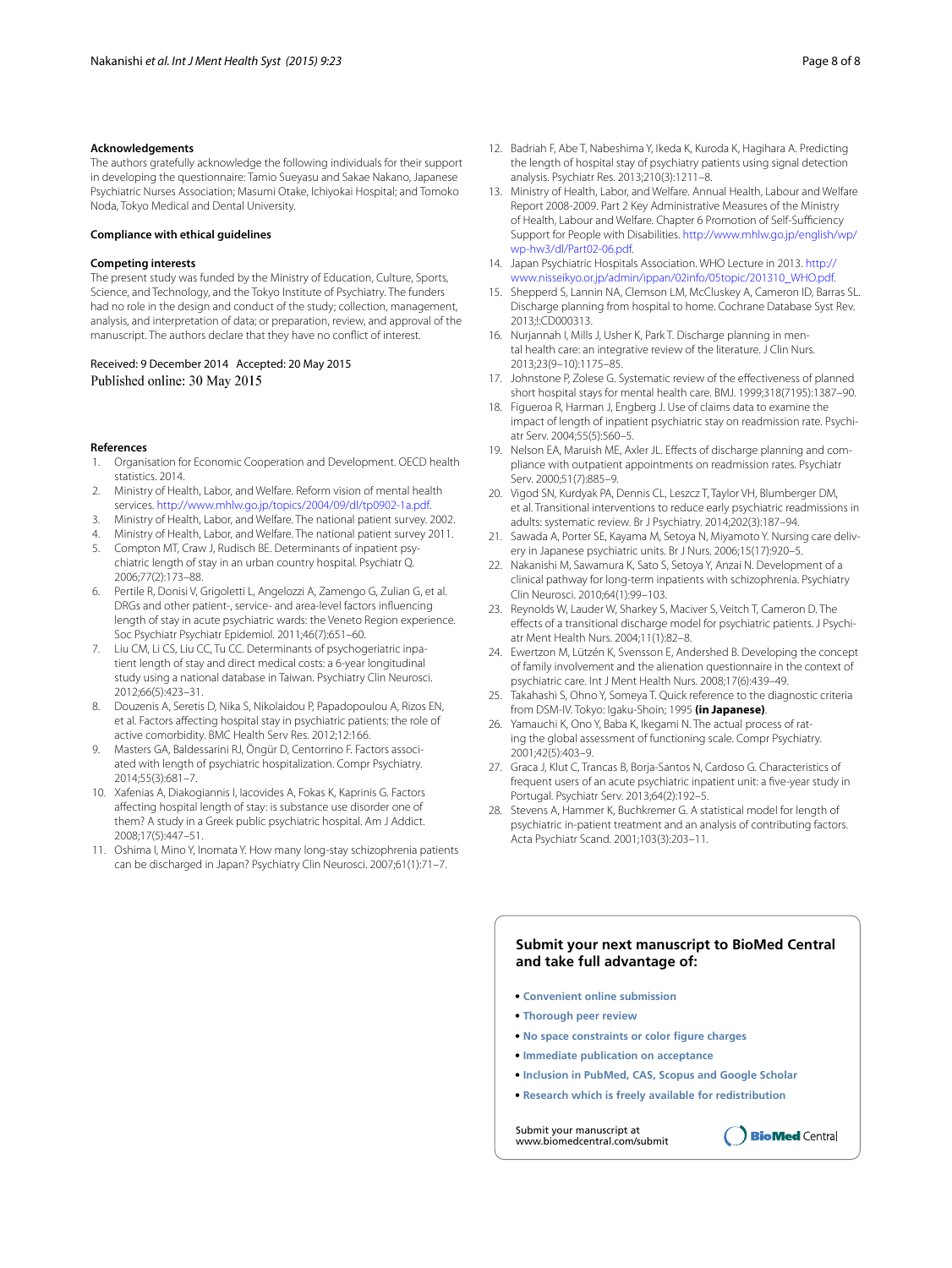### Acknowledgements

The authors gratefully acknowledge the following individuals for their support in developing the questionnaire: Tamio Sueyasu and Sakae Nakano, Japanese Psychiatric Nurses Association; Masumi Otake, Ichiyokai Hospital; and Tomoko Noda, Tokyo Medical and Dental University.

### Compliance with ethical guidelines

### Competing interests

The present study was funded by the Ministry of Education, Culture, Sports, Science, and Technology, and the Tokyo Institute of Psychiatry. The funders had no role in the design and conduct of the study; collection, management, analysis, and interpretation of data; or preparation, review, and approval of the manuscript. The authors declare that they have no conflict of interest.

Received: 9 December 2014 Accepted: 20 May 2015
Published online: 30 May 2015

### References

1. Organisation for Economic Cooperation and Development. OECD health statistics. 2014.
2. Ministry of Health, Labor, and Welfare. Reform vision of mental health services. http://www.mhlw.go.jp/topics/2004/09/dl/tp0902-1a.pdf.
3. Ministry of Health, Labor, and Welfare. The national patient survey. 2002.
4. Ministry of Health, Labor, and Welfare. The national patient survey 2011.
5. Compton MT, Craw J, Rudisch BE. Determinants of inpatient psychiatric length of stay in an urban country hospital. Psychiatr Q. 2006;77(2):173–88.
6. Pertile R, Donisi V, Grigoletti L, Angelozzi A, Zamengo G, Zulian G, et al. DRGs and other patient-, service- and area-level factors influencing length of stay in acute psychiatric wards: the Veneto Region experience. Soc Psychiatr Psychiatr Epidemiol. 2011;46(7):651–60.
7. Liu CM, Li CS, Liu CC, Tu CC. Determinants of psychogeriatric inpatient length of stay and direct medical costs: a 6-year longitudinal study using a national database in Taiwan. Psychiatry Clin Neurosci. 2012;66(5):423–31.
8. Douzenis A, Seretis D, Nika S, Nikolaidou P, Papadopoulou A, Rizos EN, et al. Factors affecting hospital stay in psychiatric patients: the role of active comorbidity. BMC Health Serv Res. 2012;12:166.
9. Masters GA, Baldessarini RJ, Öngür D, Centorrino F. Factors associated with length of psychiatric hospitalization. Compr Psychiatry. 2014;55(3):681–7.
10. Xafenias A, Diakogiannis I, Iacovides A, Fokas K, Kaprinis G. Factors affecting hospital length of stay: is substance use disorder one of them? A study in a Greek public psychiatric hospital. Am J Addict. 2008;17(5):447–51.
11. Oshima I, Mino Y, Inomata Y. How many long-stay schizophrenia patients can be discharged in Japan? Psychiatry Clin Neurosci. 2007;61(1):71–7.
12. Badriah F, Abe T, Nabeshima Y, Ikeda K, Kuroda K, Hagihara A. Predicting the length of hospital stay of psychiatry patients using signal detection analysis. Psychiatr Res. 2013;210(3):1211–8.
13. Ministry of Health, Labor, and Welfare. Annual Health, Labour and Welfare Report 2008-2009. Part 2 Key Administrative Measures of the Ministry of Health, Labour and Welfare. Chapter 6 Promotion of Self-Sufficiency Support for People with Disabilities. http://www.mhlw.go.jp/english/wp/wp-hw3/dl/Part02-06.pdf.
14. Japan Psychiatric Hospitals Association. WHO Lecture in 2013. http://www.nisseikyo.or.jp/admin/ippan/02info/05topic/201310_WHO.pdf.
15. Shepperd S, Lannin NA, Clemson LM, McCluskey A, Cameron ID, Barras SL. Discharge planning from hospital to home. Cochrane Database Syst Rev. 2013;!:CD000313.
16. Nurjannah I, Mills J, Usher K, Park T. Discharge planning in mental health care: an integrative review of the literature. J Clin Nurs. 2013;23(9–10):1175–85.
17. Johnstone P, Zolese G. Systematic review of the effectiveness of planned short hospital stays for mental health care. BMJ. 1999;318(7195):1387–90.
18. Figueroa R, Harman J, Engberg J. Use of claims data to examine the impact of length of inpatient psychiatric stay on readmission rate. Psychiatr Serv. 2004;55(5):560–5.
19. Nelson EA, Maruish ME, Axler JL. Effects of discharge planning and compliance with outpatient appointments on readmission rates. Psychiatr Serv. 2000;51(7):885–9.
20. Vigod SN, Kurdyak PA, Dennis CL, Leszcz T, Taylor VH, Blumberger DM, et al. Transitional interventions to reduce early psychiatric readmissions in adults: systematic review. Br J Psychiatry. 2014;202(3):187–94.
21. Sawada A, Porter SE, Kayama M, Setoya N, Miyamoto Y. Nursing care delivery in Japanese psychiatric units. Br J Nurs. 2006;15(17):920–5.
22. Nakanishi M, Sawamura K, Sato S, Setoya Y, Anzai N. Development of a clinical pathway for long-term inpatients with schizophrenia. Psychiatry Clin Neurosci. 2010;64(1):99–103.
23. Reynolds W, Lauder W, Sharkey S, Maciver S, Veitch T, Cameron D. The effects of a transitional discharge model for psychiatric patients. J Psychiatr Ment Health Nurs. 2004;11(1):82–8.
24. Ewertzon M, Lützén K, Svensson E, Andershed B. Developing the concept of family involvement and the alienation questionnaire in the context of psychiatric care. Int J Ment Health Nurs. 2008;17(6):439–49.
25. Takahashi S, Ohno Y, Someya T. Quick reference to the diagnostic criteria from DSM-IV. Tokyo: Igaku-Shoin; 1995 **(in Japanese)**.
26. Yamauchi K, Ono Y, Baba K, Ikegami N. The actual process of rating the global assessment of functioning scale. Compr Psychiatry. 2001;42(5):403–9.
27. Graca J, Klut C, Trancas B, Borja-Santos N, Cardoso G. Characteristics of frequent users of an acute psychiatric inpatient unit: a five-year study in Portugal. Psychiatr Serv. 2013;64(2):192–5.
28. Stevens A, Hammer K, Buchkremer G. A statistical model for length of psychiatric in-patient treatment and an analysis of contributing factors. Acta Psychiatr Scand. 2001;103(3):203–11.

**Submit your next manuscript to BioMed Central and take full advantage of:**

- Convenient online submission
- Thorough peer review
- No space constraints or color figure charges
- Immediate publication on acceptance
- Inclusion in PubMed, CAS, Scopus and Google Scholar
- Research which is freely available for redistribution

Submit your manuscript at
www.biomedcentral.com/submit

BioMed Central